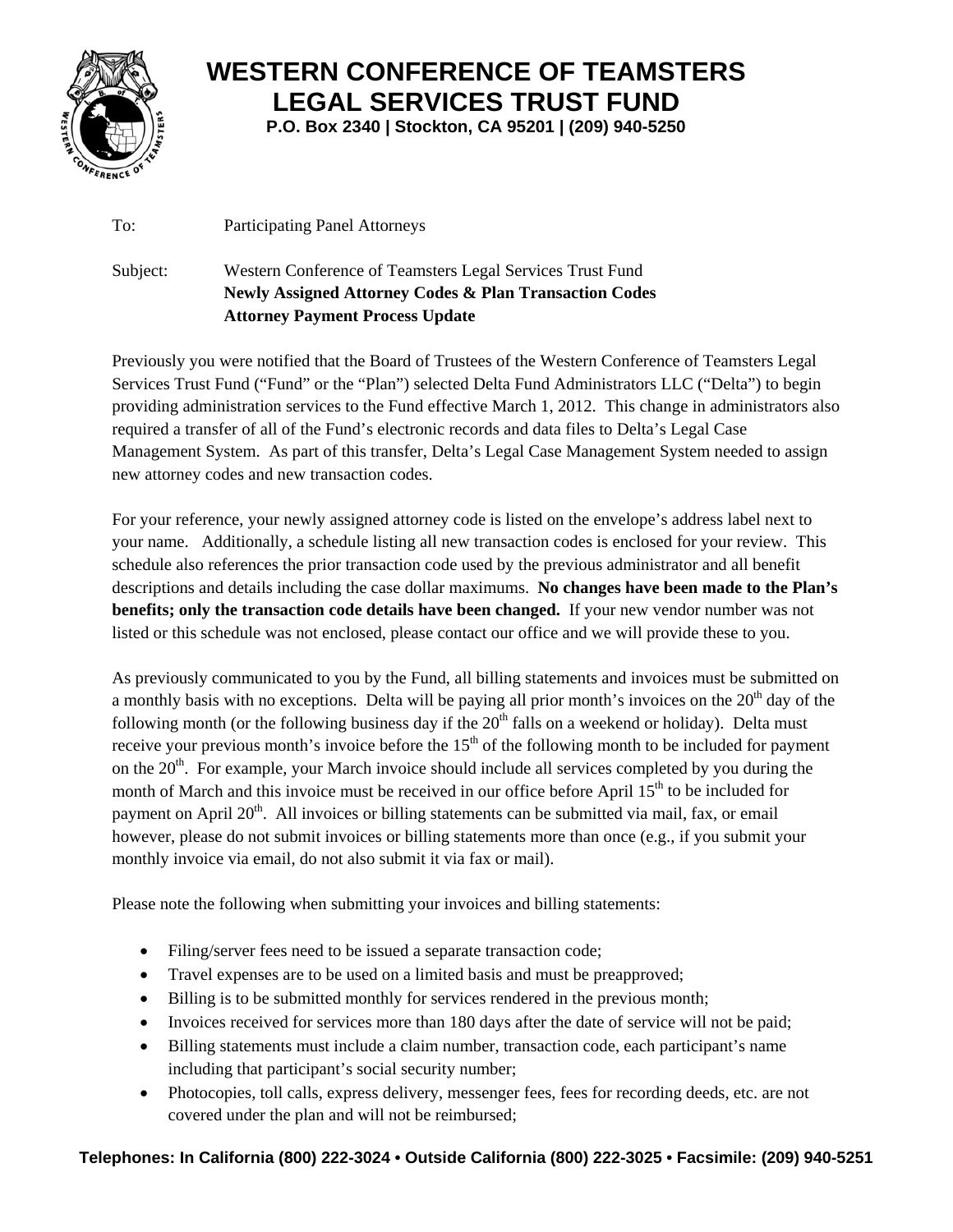# WESTERN CONFERENCE OF TEAMSTERS LEGAL SERVICES TRUST FUND

**P.O. Box 2340 | Stockton, CA 95201 | (209) 940-5250**

To: Participating Panel Attorneys

Subject: Western Conference of Teamsters Legal Services Trust Fund
**Newly Assigned Attorney Codes & Plan Transaction Codes**
**Attorney Payment Process Update**

Previously you were notified that the Board of Trustees of the Western Conference of Teamsters Legal Services Trust Fund ("Fund" or the "Plan") selected Delta Fund Administrators LLC ("Delta") to begin providing administration services to the Fund effective March 1, 2012. This change in administrators also required a transfer of all of the Fund's electronic records and data files to Delta's Legal Case Management System. As part of this transfer, Delta's Legal Case Management System needed to assign new attorney codes and new transaction codes.

For your reference, your newly assigned attorney code is listed on the envelope's address label next to your name. Additionally, a schedule listing all new transaction codes is enclosed for your review. This schedule also references the prior transaction code used by the previous administrator and all benefit descriptions and details including the case dollar maximums. **No changes have been made to the Plan's benefits; only the transaction code details have been changed.** If your new vendor number was not listed or this schedule was not enclosed, please contact our office and we will provide these to you.

As previously communicated to you by the Fund, all billing statements and invoices must be submitted on a monthly basis with no exceptions. Delta will be paying all prior month's invoices on the 20th day of the following month (or the following business day if the 20th falls on a weekend or holiday). Delta must receive your previous month's invoice before the 15th of the following month to be included for payment on the 20th. For example, your March invoice should include all services completed by you during the month of March and this invoice must be received in our office before April 15th to be included for payment on April 20th. All invoices or billing statements can be submitted via mail, fax, or email however, please do not submit invoices or billing statements more than once (e.g., if you submit your monthly invoice via email, do not also submit it via fax or mail).

Please note the following when submitting your invoices and billing statements:

- Filing/server fees need to be issued a separate transaction code;
- Travel expenses are to be used on a limited basis and must be preapproved;
- Billing is to be submitted monthly for services rendered in the previous month;
- Invoices received for services more than 180 days after the date of service will not be paid;
- Billing statements must include a claim number, transaction code, each participant's name including that participant's social security number;
- Photocopies, toll calls, express delivery, messenger fees, fees for recording deeds, etc. are not covered under the plan and will not be reimbursed;

**Telephones: In California (800) 222-3024 • Outside California (800) 222-3025 • Facsimile: (209) 940-5251**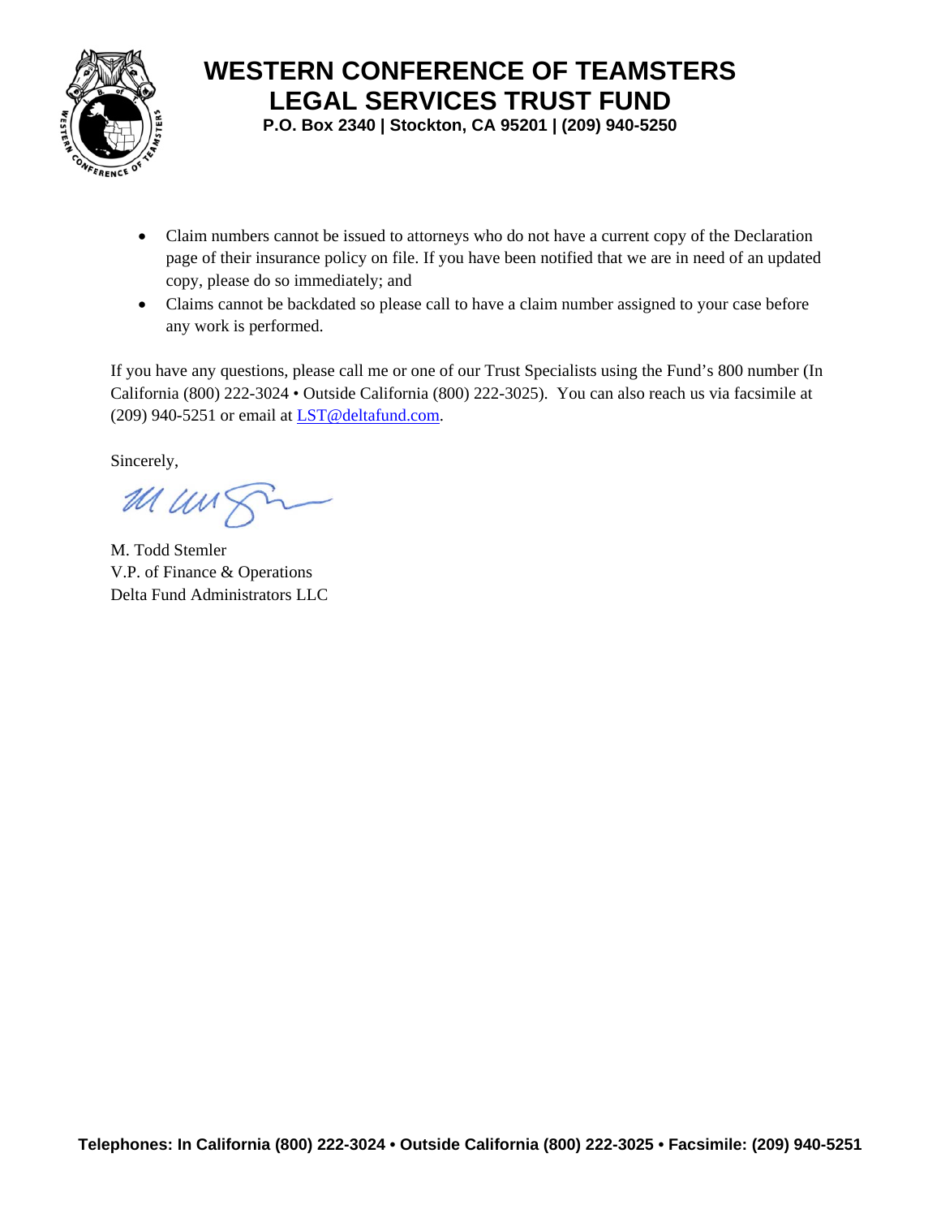# WESTERN CONFERENCE OF TEAMSTERS LEGAL SERVICES TRUST FUND

**P.O. Box 2340 | Stockton, CA 95201 | (209) 940-5250**

- Claim numbers cannot be issued to attorneys who do not have a current copy of the Declaration page of their insurance policy on file. If you have been notified that we are in need of an updated copy, please do so immediately; and
- Claims cannot be backdated so please call to have a claim number assigned to your case before any work is performed.

If you have any questions, please call me or one of our Trust Specialists using the Fund's 800 number (In California (800) 222-3024 • Outside California (800) 222-3025). You can also reach us via facsimile at (209) 940-5251 or email at LST@deltafund.com.

Sincerely,

M. Todd Stemler
V.P. of Finance & Operations
Delta Fund Administrators LLC

**Telephones: In California (800) 222-3024 • Outside California (800) 222-3025 • Facsimile: (209) 940-5251**